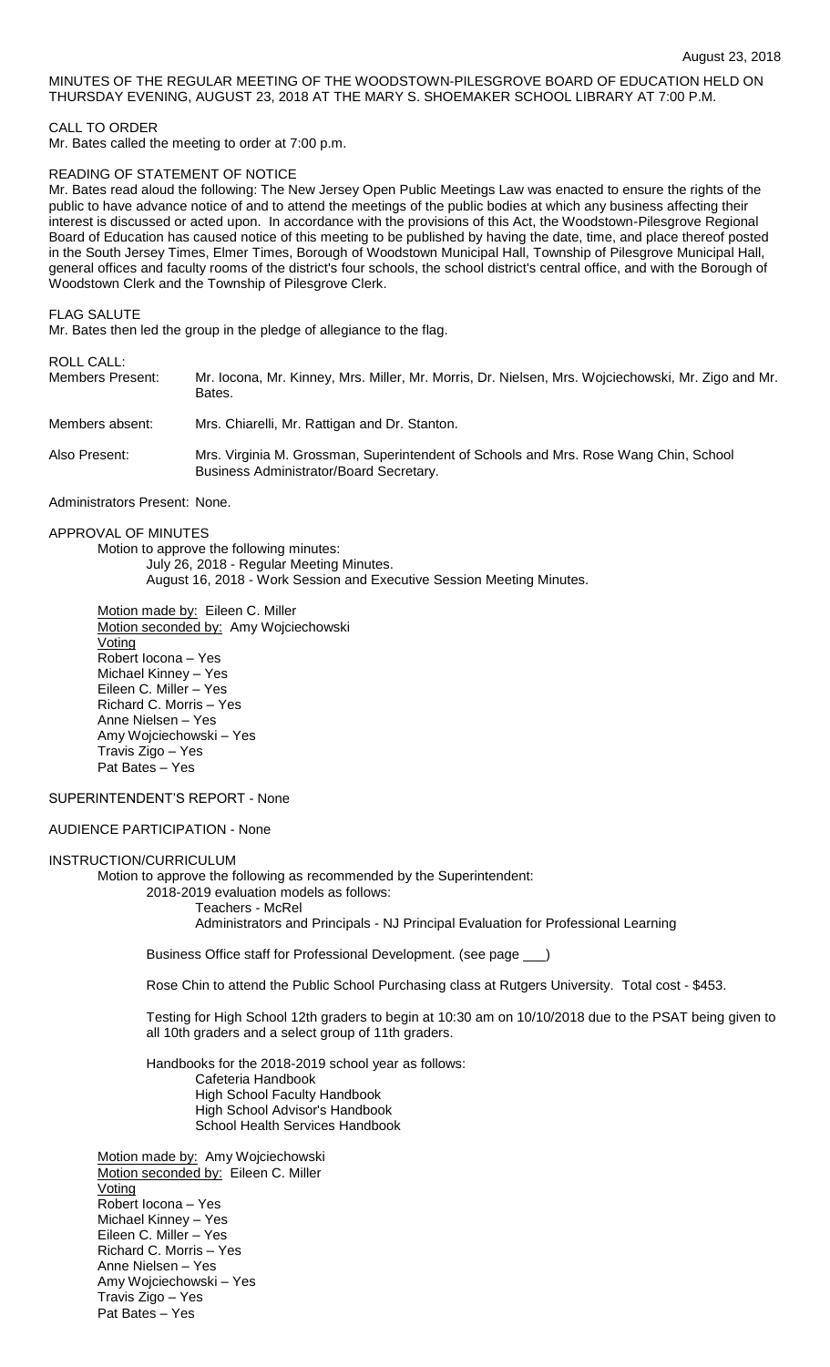August 23, 2018

MINUTES OF THE REGULAR MEETING OF THE WOODSTOWN-PILESGROVE BOARD OF EDUCATION HELD ON THURSDAY EVENING, AUGUST 23, 2018 AT THE MARY S. SHOEMAKER SCHOOL LIBRARY AT 7:00 P.M.

CALL TO ORDER

Mr. Bates called the meeting to order at 7:00 p.m.

READING OF STATEMENT OF NOTICE

Mr. Bates read aloud the following: The New Jersey Open Public Meetings Law was enacted to ensure the rights of the public to have advance notice of and to attend the meetings of the public bodies at which any business affecting their interest is discussed or acted upon. In accordance with the provisions of this Act, the Woodstown-Pilesgrove Regional Board of Education has caused notice of this meeting to be published by having the date, time, and place thereof posted in the South Jersey Times, Elmer Times, Borough of Woodstown Municipal Hall, Township of Pilesgrove Municipal Hall, general offices and faculty rooms of the district's four schools, the school district's central office, and with the Borough of Woodstown Clerk and the Township of Pilesgrove Clerk.

FLAG SALUTE

Mr. Bates then led the group in the pledge of allegiance to the flag.

ROLL CALL:

Members Present: Mr. Iocona, Mr. Kinney, Mrs. Miller, Mr. Morris, Dr. Nielsen, Mrs. Wojciechowski, Mr. Zigo and Mr. Bates.

Members absent: Mrs. Chiarelli, Mr. Rattigan and Dr. Stanton.

Also Present: Mrs. Virginia M. Grossman, Superintendent of Schools and Mrs. Rose Wang Chin, School Business Administrator/Board Secretary.

Administrators Present: None.

APPROVAL OF MINUTES

Motion to approve the following minutes:

July 26, 2018 - Regular Meeting Minutes.
August 16, 2018 - Work Session and Executive Session Meeting Minutes.

Motion made by: Eileen C. Miller
Motion seconded by: Amy Wojciechowski
Voting
Robert Iocona – Yes
Michael Kinney – Yes
Eileen C. Miller – Yes
Richard C. Morris – Yes
Anne Nielsen – Yes
Amy Wojciechowski – Yes
Travis Zigo – Yes
Pat Bates – Yes

SUPERINTENDENT'S REPORT - None

AUDIENCE PARTICIPATION - None

INSTRUCTION/CURRICULUM

Motion to approve the following as recommended by the Superintendent:

2018-2019 evaluation models as follows:

Teachers - McRel
Administrators and Principals - NJ Principal Evaluation for Professional Learning

Business Office staff for Professional Development. (see page ___)

Rose Chin to attend the Public School Purchasing class at Rutgers University. Total cost - $453.

Testing for High School 12th graders to begin at 10:30 am on 10/10/2018 due to the PSAT being given to all 10th graders and a select group of 11th graders.

Handbooks for the 2018-2019 school year as follows:

Cafeteria Handbook
High School Faculty Handbook
High School Advisor's Handbook
School Health Services Handbook

Motion made by: Amy Wojciechowski
Motion seconded by: Eileen C. Miller
Voting
Robert Iocona – Yes
Michael Kinney – Yes
Eileen C. Miller – Yes
Richard C. Morris – Yes
Anne Nielsen – Yes
Amy Wojciechowski – Yes
Travis Zigo – Yes
Pat Bates – Yes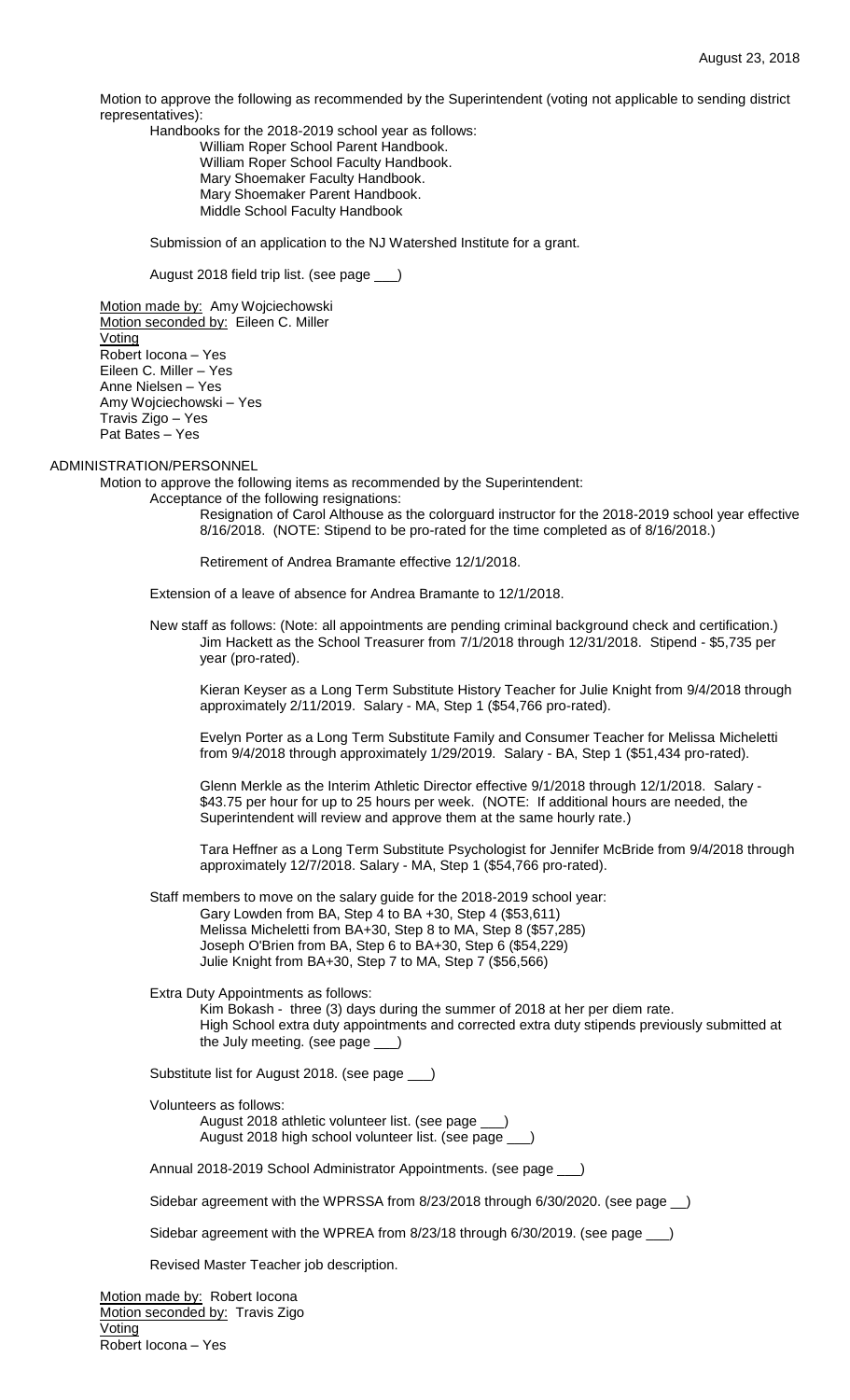Motion to approve the following as recommended by the Superintendent (voting not applicable to sending district representatives):

Handbooks for the 2018-2019 school year as follows:
- William Roper School Parent Handbook.
- William Roper School Faculty Handbook.
- Mary Shoemaker Faculty Handbook.
- Mary Shoemaker Parent Handbook.
- Middle School Faculty Handbook

Submission of an application to the NJ Watershed Institute for a grant.

August 2018 field trip list. (see page ___)

Motion made by: Amy Wojciechowski
Motion seconded by: Eileen C. Miller
Voting
Robert Iocona – Yes
Eileen C. Miller – Yes
Anne Nielsen – Yes
Amy Wojciechowski – Yes
Travis Zigo – Yes
Pat Bates – Yes

ADMINISTRATION/PERSONNEL

Motion to approve the following items as recommended by the Superintendent:

Acceptance of the following resignations:

Resignation of Carol Althouse as the colorguard instructor for the 2018-2019 school year effective 8/16/2018. (NOTE: Stipend to be pro-rated for the time completed as of 8/16/2018.)

Retirement of Andrea Bramante effective 12/1/2018.

Extension of a leave of absence for Andrea Bramante to 12/1/2018.

New staff as follows: (Note: all appointments are pending criminal background check and certification.)

Jim Hackett as the School Treasurer from 7/1/2018 through 12/31/2018. Stipend - $5,735 per year (pro-rated).

Kieran Keyser as a Long Term Substitute History Teacher for Julie Knight from 9/4/2018 through approximately 2/11/2019. Salary - MA, Step 1 ($54,766 pro-rated).

Evelyn Porter as a Long Term Substitute Family and Consumer Teacher for Melissa Micheletti from 9/4/2018 through approximately 1/29/2019. Salary - BA, Step 1 ($51,434 pro-rated).

Glenn Merkle as the Interim Athletic Director effective 9/1/2018 through 12/1/2018. Salary - $43.75 per hour for up to 25 hours per week. (NOTE: If additional hours are needed, the Superintendent will review and approve them at the same hourly rate.)

Tara Heffner as a Long Term Substitute Psychologist for Jennifer McBride from 9/4/2018 through approximately 12/7/2018. Salary - MA, Step 1 ($54,766 pro-rated).

Staff members to move on the salary guide for the 2018-2019 school year:
- Gary Lowden from BA, Step 4 to BA +30, Step 4 ($53,611)
- Melissa Micheletti from BA+30, Step 8 to MA, Step 8 ($57,285)
- Joseph O'Brien from BA, Step 6 to BA+30, Step 6 ($54,229)
- Julie Knight from BA+30, Step 7 to MA, Step 7 ($56,566)

Extra Duty Appointments as follows:

Kim Bokash - three (3) days during the summer of 2018 at her per diem rate.

High School extra duty appointments and corrected extra duty stipends previously submitted at the July meeting. (see page ___)

Substitute list for August 2018. (see page ___)

Volunteers as follows:
- August 2018 athletic volunteer list. (see page ___)
- August 2018 high school volunteer list. (see page ___)

Annual 2018-2019 School Administrator Appointments. (see page ___)

Sidebar agreement with the WPRSSA from 8/23/2018 through 6/30/2020. (see page __)

Sidebar agreement with the WPREA from 8/23/18 through 6/30/2019. (see page ___)

Revised Master Teacher job description.

Motion made by: Robert Iocona
Motion seconded by: Travis Zigo
Voting
Robert Iocona – Yes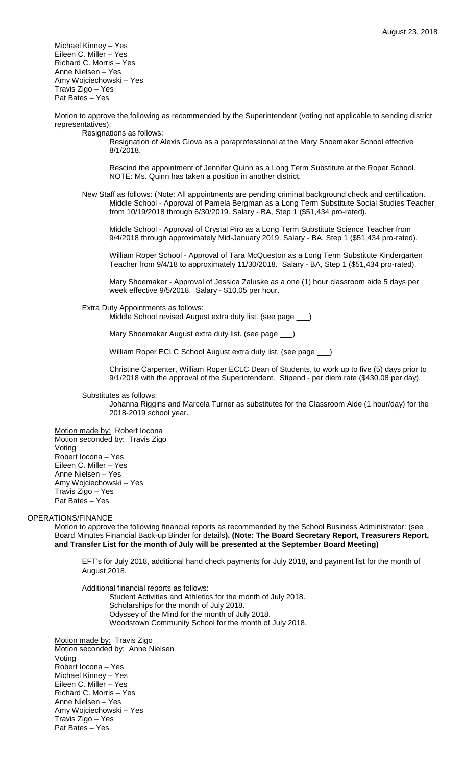Michael Kinney – Yes
Eileen C. Miller – Yes
Richard C. Morris – Yes
Anne Nielsen – Yes
Amy Wojciechowski – Yes
Travis Zigo – Yes
Pat Bates – Yes

Motion to approve the following as recommended by the Superintendent (voting not applicable to sending district representatives):

Resignations as follows:

Resignation of Alexis Giova as a paraprofessional at the Mary Shoemaker School effective 8/1/2018.

Rescind the appointment of Jennifer Quinn as a Long Term Substitute at the Roper School. NOTE: Ms. Quinn has taken a position in another district.

New Staff as follows: (Note: All appointments are pending criminal background check and certification.

Middle School - Approval of Pamela Bergman as a Long Term Substitute Social Studies Teacher from 10/19/2018 through 6/30/2019. Salary - BA, Step 1 ($51,434 pro-rated).

Middle School - Approval of Crystal Piro as a Long Term Substitute Science Teacher from 9/4/2018 through approximately Mid-January 2019. Salary - BA, Step 1 ($51,434 pro-rated).

William Roper School - Approval of Tara McQueston as a Long Term Substitute Kindergarten Teacher from 9/4/18 to approximately 11/30/2018. Salary - BA, Step 1 ($51,434 pro-rated).

Mary Shoemaker - Approval of Jessica Zaluske as a one (1) hour classroom aide 5 days per week effective 9/5/2018. Salary - $10.05 per hour.

Extra Duty Appointments as follows:

Middle School revised August extra duty list. (see page ___)

Mary Shoemaker August extra duty list. (see page ___)

William Roper ECLC School August extra duty list. (see page ___)

Christine Carpenter, William Roper ECLC Dean of Students, to work up to five (5) days prior to 9/1/2018 with the approval of the Superintendent. Stipend - per diem rate ($430.08 per day).

Substitutes as follows:

Johanna Riggins and Marcela Turner as substitutes for the Classroom Aide (1 hour/day) for the 2018-2019 school year.

<u>Motion made by:</u> Robert Iocona
<u>Motion seconded by:</u> Travis Zigo
<u>Voting</u>
Robert Iocona – Yes
Eileen C. Miller – Yes
Anne Nielsen – Yes
Amy Wojciechowski – Yes
Travis Zigo – Yes
Pat Bates – Yes

OPERATIONS/FINANCE

Motion to approve the following financial reports as recommended by the School Business Administrator: (see Board Minutes Financial Back-up Binder for details**). (Note: The Board Secretary Report, Treasurers Report, and Transfer List for the month of July will be presented at the September Board Meeting)**

EFT's for July 2018, additional hand check payments for July 2018, and payment list for the month of August 2018.

Additional financial reports as follows:

Student Activities and Athletics for the month of July 2018.
Scholarships for the month of July 2018.
Odyssey of the Mind for the month of July 2018.
Woodstown Community School for the month of July 2018.

<u>Motion made by:</u> Travis Zigo
<u>Motion seconded by:</u> Anne Nielsen
<u>Voting</u>
Robert Iocona – Yes
Michael Kinney – Yes
Eileen C. Miller – Yes
Richard C. Morris – Yes
Anne Nielsen – Yes
Amy Wojciechowski – Yes
Travis Zigo – Yes
Pat Bates – Yes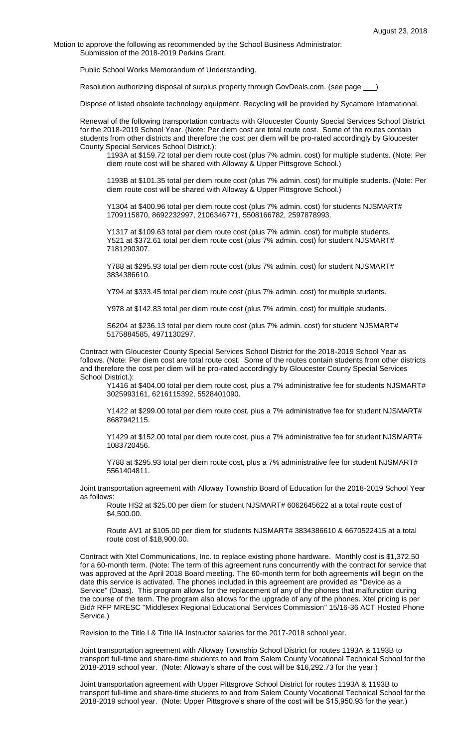Motion to approve the following as recommended by the School Business Administrator:

Submission of the 2018-2019 Perkins Grant.

Public School Works Memorandum of Understanding.

Resolution authorizing disposal of surplus property through GovDeals.com. (see page \_\_\_)

Dispose of listed obsolete technology equipment. Recycling will be provided by Sycamore International.

Renewal of the following transportation contracts with Gloucester County Special Services School District for the 2018-2019 School Year. (Note: Per diem cost are total route cost. Some of the routes contain students from other districts and therefore the cost per diem will be pro-rated accordingly by Gloucester County Special Services School District.):

1193A at $159.72 total per diem route cost (plus 7% admin. cost) for multiple students. (Note: Per diem route cost will be shared with Alloway & Upper Pittsgrove School.)

1193B at $101.35 total per diem route cost (plus 7% admin. cost) for multiple students. (Note: Per diem route cost will be shared with Alloway & Upper Pittsgrove School.)

Y1304 at $400.96 total per diem route cost (plus 7% admin. cost) for students NJSMART# 1709115870, 8692232997, 2106346771, 5508166782, 2597878993.

Y1317 at $109.63 total per diem route cost (plus 7% admin. cost) for multiple students.
Y521 at $372.61 total per diem route cost (plus 7% admin. cost) for student NJSMART# 7181290307.

Y788 at $295.93 total per diem route cost (plus 7% admin. cost) for student NJSMART# 3834386610.

Y794 at $333.45 total per diem route cost (plus 7% admin. cost) for multiple students.

Y978 at $142.83 total per diem route cost (plus 7% admin. cost) for multiple students.

S6204 at $236.13 total per diem route cost (plus 7% admin. cost) for student NJSMART# 5175884585, 4971130297.

Contract with Gloucester County Special Services School District for the 2018-2019 School Year as follows. (Note: Per diem cost are total route cost. Some of the routes contain students from other districts and therefore the cost per diem will be pro-rated accordingly by Gloucester County Special Services School District.):

Y1416 at $404.00 total per diem route cost, plus a 7% administrative fee for students NJSMART# 3025993161, 6216115392, 5528401090.

Y1422 at $299.00 total per diem route cost, plus a 7% administrative fee for student NJSMART# 8687942115.

Y1429 at $152.00 total per diem route cost, plus a 7% administrative fee for student NJSMART# 1083720456.

Y788 at $295.93 total per diem route cost, plus a 7% administrative fee for student NJSMART# 5561404811.

Joint transportation agreement with Alloway Township Board of Education for the 2018-2019 School Year as follows:

Route HS2 at $25.00 per diem for student NJSMART# 6062645622 at a total route cost of $4,500.00.

Route AV1 at $105.00 per diem for students NJSMART# 3834386610 & 6670522415 at a total route cost of $18,900.00.

Contract with Xtel Communications, Inc. to replace existing phone hardware. Monthly cost is $1,372.50 for a 60-month term. (Note: The term of this agreement runs concurrently with the contract for service that was approved at the April 2018 Board meeting. The 60-month term for both agreements will begin on the date this service is activated. The phones included in this agreement are provided as "Device as a Service" (Daas). This program allows for the replacement of any of the phones that malfunction during the course of the term. The program also allows for the upgrade of any of the phones. Xtel pricing is per Bid# RFP MRESC "Middlesex Regional Educational Services Commission" 15/16-36 ACT Hosted Phone Service.)

Revision to the Title I & Title IIA Instructor salaries for the 2017-2018 school year.

Joint transportation agreement with Alloway Township School District for routes 1193A & 1193B to transport full-time and share-time students to and from Salem County Vocational Technical School for the 2018-2019 school year. (Note: Alloway's share of the cost will be $16,292.73 for the year.)

Joint transportation agreement with Upper Pittsgrove School District for routes 1193A & 1193B to transport full-time and share-time students to and from Salem County Vocational Technical School for the 2018-2019 school year. (Note: Upper Pittsgrove's share of the cost will be $15,950.93 for the year.)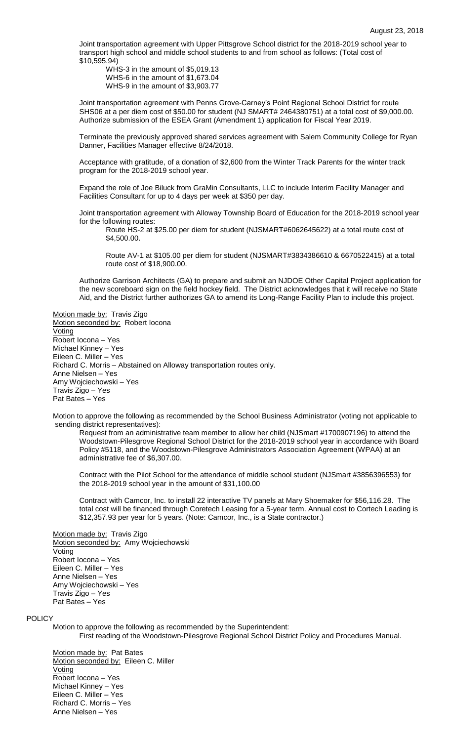Joint transportation agreement with Upper Pittsgrove School district for the 2018-2019 school year to transport high school and middle school students to and from school as follows: (Total cost of $10,595.94)

WHS-3 in the amount of $5,019.13
WHS-6 in the amount of $1,673.04
WHS-9 in the amount of $3,903.77

Joint transportation agreement with Penns Grove-Carney's Point Regional School District for route SHS06 at a per diem cost of $50.00 for student (NJ SMART# 2464380751) at a total cost of $9,000.00. Authorize submission of the ESEA Grant (Amendment 1) application for Fiscal Year 2019.

Terminate the previously approved shared services agreement with Salem Community College for Ryan Danner, Facilities Manager effective 8/24/2018.

Acceptance with gratitude, of a donation of $2,600 from the Winter Track Parents for the winter track program for the 2018-2019 school year.

Expand the role of Joe Biluck from GraMin Consultants, LLC to include Interim Facility Manager and Facilities Consultant for up to 4 days per week at $350 per day.

Joint transportation agreement with Alloway Township Board of Education for the 2018-2019 school year for the following routes:

Route HS-2 at $25.00 per diem for student (NJSMART#6062645622) at a total route cost of $4,500.00.

Route AV-1 at $105.00 per diem for student (NJSMART#3834386610 & 6670522415) at a total route cost of $18,900.00.

Authorize Garrison Architects (GA) to prepare and submit an NJDOE Other Capital Project application for the new scoreboard sign on the field hockey field. The District acknowledges that it will receive no State Aid, and the District further authorizes GA to amend its Long-Range Facility Plan to include this project.

Motion made by: Travis Zigo
Motion seconded by: Robert Iocona
Voting
Robert Iocona – Yes
Michael Kinney – Yes
Eileen C. Miller – Yes
Richard C. Morris – Abstained on Alloway transportation routes only.
Anne Nielsen – Yes
Amy Wojciechowski – Yes
Travis Zigo – Yes
Pat Bates – Yes

Motion to approve the following as recommended by the School Business Administrator (voting not applicable to sending district representatives):

Request from an administrative team member to allow her child (NJSmart #1700907196) to attend the Woodstown-Pilesgrove Regional School District for the 2018-2019 school year in accordance with Board Policy #5118, and the Woodstown-Pilesgrove Administrators Association Agreement (WPAA) at an administrative fee of $6,307.00.

Contract with the Pilot School for the attendance of middle school student (NJSmart #3856396553) for the 2018-2019 school year in the amount of $31,100.00

Contract with Camcor, Inc. to install 22 interactive TV panels at Mary Shoemaker for $56,116.28. The total cost will be financed through Coretech Leasing for a 5-year term. Annual cost to Cortech Leading is $12,357.93 per year for 5 years. (Note: Camcor, Inc., is a State contractor.)

Motion made by: Travis Zigo
Motion seconded by: Amy Wojciechowski
Voting
Robert Iocona – Yes
Eileen C. Miller – Yes
Anne Nielsen – Yes
Amy Wojciechowski – Yes
Travis Zigo – Yes
Pat Bates – Yes

POLICY

Motion to approve the following as recommended by the Superintendent:

First reading of the Woodstown-Pilesgrove Regional School District Policy and Procedures Manual.

Motion made by: Pat Bates
Motion seconded by: Eileen C. Miller
Voting
Robert Iocona – Yes
Michael Kinney – Yes
Eileen C. Miller – Yes
Richard C. Morris – Yes
Anne Nielsen – Yes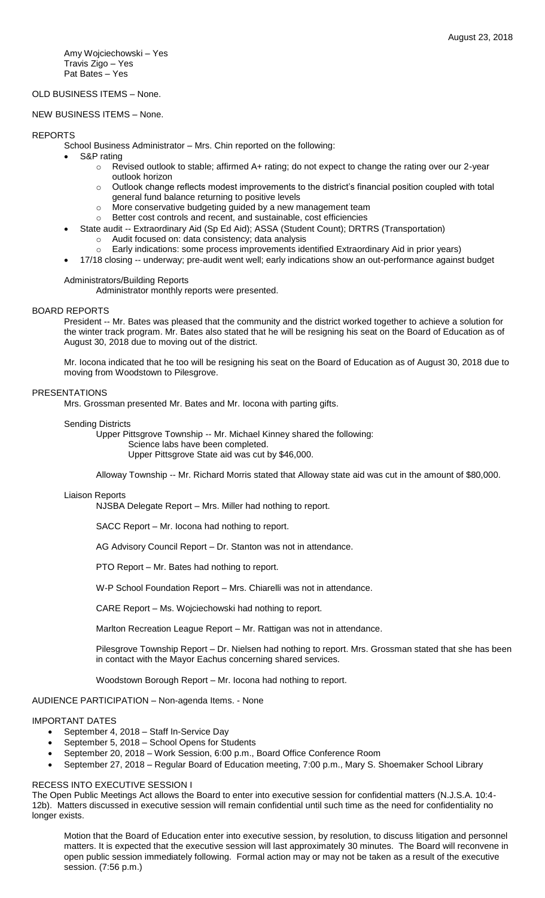Amy Wojciechowski – Yes
Travis Zigo – Yes
Pat Bates – Yes

OLD BUSINESS ITEMS – None.

NEW BUSINESS ITEMS – None.

REPORTS

School Business Administrator – Mrs. Chin reported on the following:

- S&P rating
  - Revised outlook to stable; affirmed A+ rating; do not expect to change the rating over our 2-year outlook horizon
  - Outlook change reflects modest improvements to the district's financial position coupled with total general fund balance returning to positive levels
  - More conservative budgeting guided by a new management team
  - Better cost controls and recent, and sustainable, cost efficiencies
- State audit -- Extraordinary Aid (Sp Ed Aid); ASSA (Student Count); DRTRS (Transportation)
  - Audit focused on: data consistency; data analysis
  - Early indications: some process improvements identified Extraordinary Aid in prior years)
- 17/18 closing -- underway; pre-audit went well; early indications show an out-performance against budget

Administrators/Building Reports

Administrator monthly reports were presented.

BOARD REPORTS

President -- Mr. Bates was pleased that the community and the district worked together to achieve a solution for the winter track program. Mr. Bates also stated that he will be resigning his seat on the Board of Education as of August 30, 2018 due to moving out of the district.

Mr. Iocona indicated that he too will be resigning his seat on the Board of Education as of August 30, 2018 due to moving from Woodstown to Pilesgrove.

PRESENTATIONS

Mrs. Grossman presented Mr. Bates and Mr. Iocona with parting gifts.

Sending Districts

Upper Pittsgrove Township -- Mr. Michael Kinney shared the following:
Science labs have been completed.
Upper Pittsgrove State aid was cut by $46,000.

Alloway Township -- Mr. Richard Morris stated that Alloway state aid was cut in the amount of $80,000.

Liaison Reports

NJSBA Delegate Report – Mrs. Miller had nothing to report.

SACC Report – Mr. Iocona had nothing to report.

AG Advisory Council Report – Dr. Stanton was not in attendance.

PTO Report – Mr. Bates had nothing to report.

W-P School Foundation Report – Mrs. Chiarelli was not in attendance.

CARE Report – Ms. Wojciechowski had nothing to report.

Marlton Recreation League Report – Mr. Rattigan was not in attendance.

Pilesgrove Township Report – Dr. Nielsen had nothing to report. Mrs. Grossman stated that she has been in contact with the Mayor Eachus concerning shared services.

Woodstown Borough Report – Mr. Iocona had nothing to report.

AUDIENCE PARTICIPATION – Non-agenda Items. - None

IMPORTANT DATES

- September 4, 2018 – Staff In-Service Day
- September 5, 2018 – School Opens for Students
- September 20, 2018 – Work Session, 6:00 p.m., Board Office Conference Room
- September 27, 2018 – Regular Board of Education meeting, 7:00 p.m., Mary S. Shoemaker School Library

RECESS INTO EXECUTIVE SESSION I

The Open Public Meetings Act allows the Board to enter into executive session for confidential matters (N.J.S.A. 10:4-12b). Matters discussed in executive session will remain confidential until such time as the need for confidentiality no longer exists.

Motion that the Board of Education enter into executive session, by resolution, to discuss litigation and personnel matters. It is expected that the executive session will last approximately 30 minutes. The Board will reconvene in open public session immediately following. Formal action may or may not be taken as a result of the executive session. (7:56 p.m.)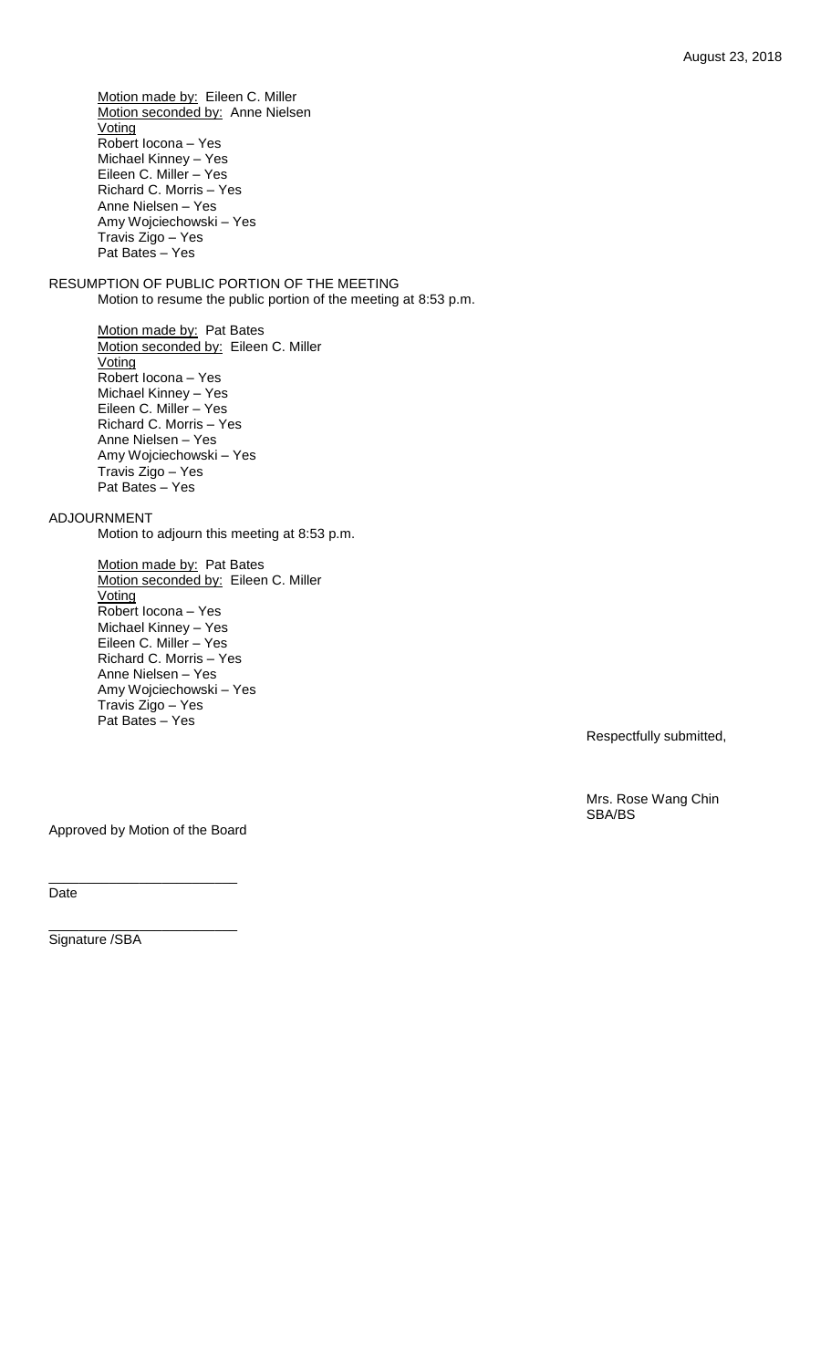Motion made by: Eileen C. Miller
Motion seconded by: Anne Nielsen
Voting
Robert Iocona – Yes
Michael Kinney – Yes
Eileen C. Miller – Yes
Richard C. Morris – Yes
Anne Nielsen – Yes
Amy Wojciechowski – Yes
Travis Zigo – Yes
Pat Bates – Yes

RESUMPTION OF PUBLIC PORTION OF THE MEETING

Motion to resume the public portion of the meeting at 8:53 p.m.

Motion made by: Pat Bates
Motion seconded by: Eileen C. Miller
Voting
Robert Iocona – Yes
Michael Kinney – Yes
Eileen C. Miller – Yes
Richard C. Morris – Yes
Anne Nielsen – Yes
Amy Wojciechowski – Yes
Travis Zigo – Yes
Pat Bates – Yes

ADJOURNMENT

Motion to adjourn this meeting at 8:53 p.m.

Motion made by: Pat Bates
Motion seconded by: Eileen C. Miller
Voting
Robert Iocona – Yes
Michael Kinney – Yes
Eileen C. Miller – Yes
Richard C. Morris – Yes
Anne Nielsen – Yes
Amy Wojciechowski – Yes
Travis Zigo – Yes
Pat Bates – Yes

Respectfully submitted,

Mrs. Rose Wang Chin
SBA/BS

Approved by Motion of the Board

\_\_\_\_\_\_\_\_\_\_\_\_\_\_\_\_\_\_\_\_\_\_\_\_\_
Date

\_\_\_\_\_\_\_\_\_\_\_\_\_\_\_\_\_\_\_\_\_\_\_\_\_
Signature /SBA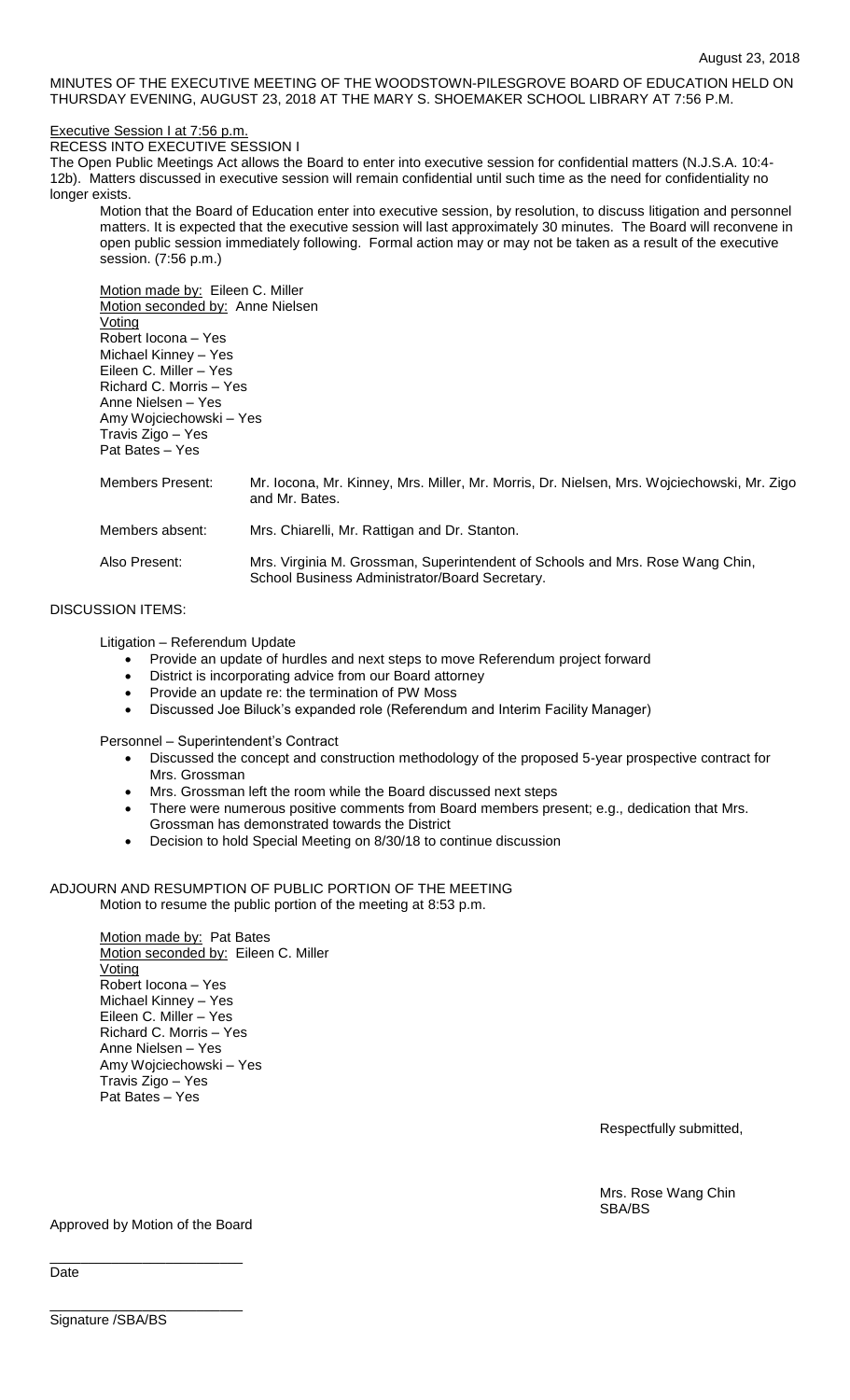August 23, 2018

MINUTES OF THE EXECUTIVE MEETING OF THE WOODSTOWN-PILESGROVE BOARD OF EDUCATION HELD ON THURSDAY EVENING, AUGUST 23, 2018 AT THE MARY S. SHOEMAKER SCHOOL LIBRARY AT 7:56 P.M.

Executive Session I at 7:56 p.m.

RECESS INTO EXECUTIVE SESSION I

The Open Public Meetings Act allows the Board to enter into executive session for confidential matters (N.J.S.A. 10:4-12b). Matters discussed in executive session will remain confidential until such time as the need for confidentiality no longer exists.

Motion that the Board of Education enter into executive session, by resolution, to discuss litigation and personnel matters. It is expected that the executive session will last approximately 30 minutes. The Board will reconvene in open public session immediately following. Formal action may or may not be taken as a result of the executive session. (7:56 p.m.)

Motion made by: Eileen C. Miller
Motion seconded by: Anne Nielsen
Voting
Robert Iocona – Yes
Michael Kinney – Yes
Eileen C. Miller – Yes
Richard C. Morris – Yes
Anne Nielsen – Yes
Amy Wojciechowski – Yes
Travis Zigo – Yes
Pat Bates – Yes

| | |
|---|---|
| Members Present: | Mr. Iocona, Mr. Kinney, Mrs. Miller, Mr. Morris, Dr. Nielsen, Mrs. Wojciechowski, Mr. Zigo and Mr. Bates. |
| Members absent: | Mrs. Chiarelli, Mr. Rattigan and Dr. Stanton. |
| Also Present: | Mrs. Virginia M. Grossman, Superintendent of Schools and Mrs. Rose Wang Chin, School Business Administrator/Board Secretary. |

DISCUSSION ITEMS:

Litigation – Referendum Update

- Provide an update of hurdles and next steps to move Referendum project forward
- District is incorporating advice from our Board attorney
- Provide an update re: the termination of PW Moss
- Discussed Joe Biluck's expanded role (Referendum and Interim Facility Manager)

Personnel – Superintendent's Contract

- Discussed the concept and construction methodology of the proposed 5-year prospective contract for Mrs. Grossman
- Mrs. Grossman left the room while the Board discussed next steps
- There were numerous positive comments from Board members present; e.g., dedication that Mrs. Grossman has demonstrated towards the District
- Decision to hold Special Meeting on 8/30/18 to continue discussion

ADJOURN AND RESUMPTION OF PUBLIC PORTION OF THE MEETING

Motion to resume the public portion of the meeting at 8:53 p.m.

Motion made by: Pat Bates
Motion seconded by: Eileen C. Miller
Voting
Robert Iocona – Yes
Michael Kinney – Yes
Eileen C. Miller – Yes
Richard C. Morris – Yes
Anne Nielsen – Yes
Amy Wojciechowski – Yes
Travis Zigo – Yes
Pat Bates – Yes

Respectfully submitted,

Mrs. Rose Wang Chin
SBA/BS

Approved by Motion of the Board

_________________________
Date

_________________________
Signature /SBA/BS